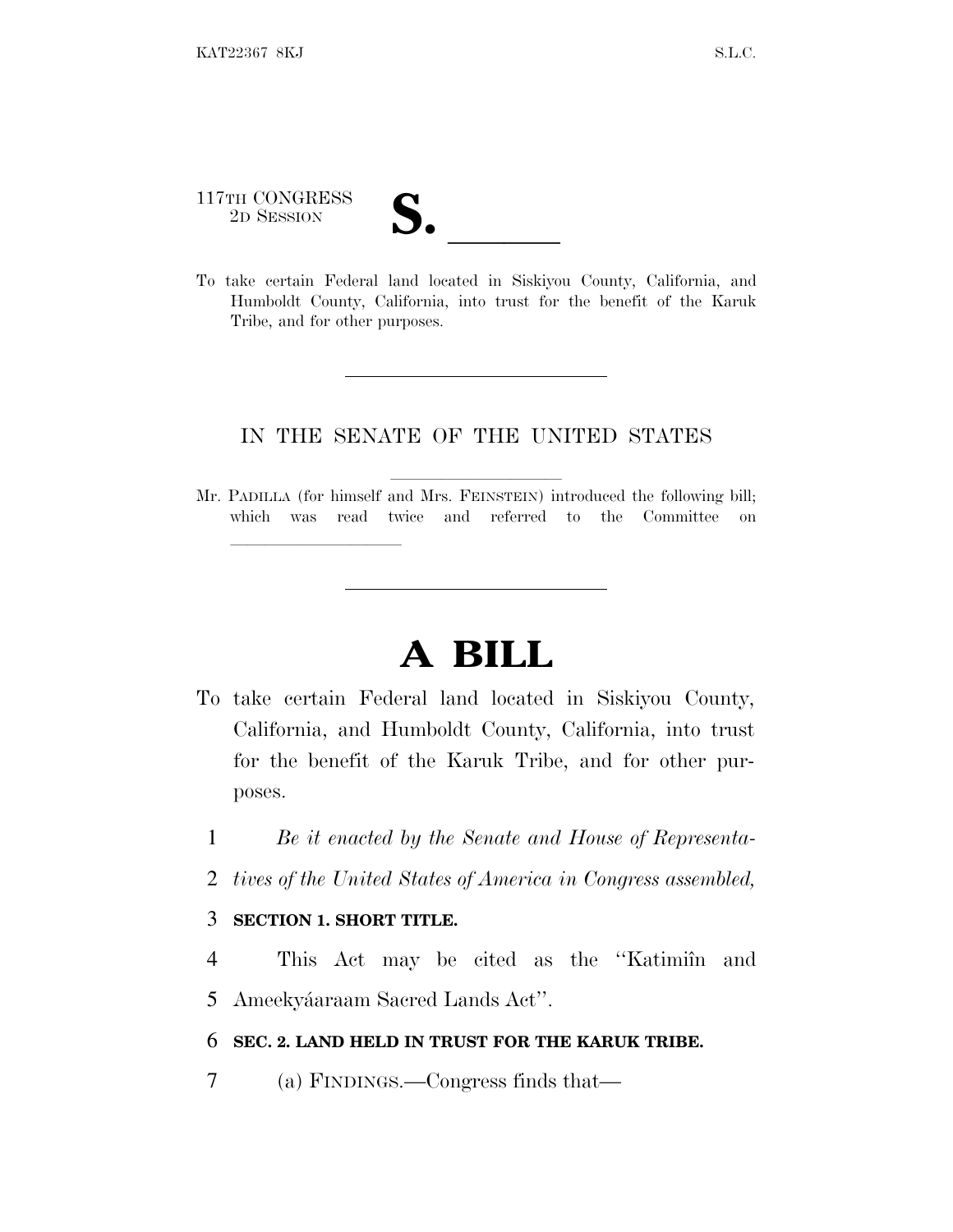117TH CONGRESS
2D SESSION

# S. \_\_\_\_\_\_

To take certain Federal land located in Siskiyou County, California, and Humboldt County, California, into trust for the benefit of the Karuk Tribe, and for other purposes.

IN THE SENATE OF THE UNITED STATES

Mr. PADILLA (for himself and Mrs. FEINSTEIN) introduced the following bill; which was read twice and referred to the Committee on \_\_\_\_\_\_\_\_\_\_

# A BILL

To take certain Federal land located in Siskiyou County, California, and Humboldt County, California, into trust for the benefit of the Karuk Tribe, and for other purposes.

1 *Be it enacted by the Senate and House of Representa-*
2 *tives of the United States of America in Congress assembled,*

3 **SECTION 1. SHORT TITLE.**

4 This Act may be cited as the "Katimiîn and
5 Ameekyáaraam Sacred Lands Act".

6 **SEC. 2. LAND HELD IN TRUST FOR THE KARUK TRIBE.**

7 (a) FINDINGS.—Congress finds that—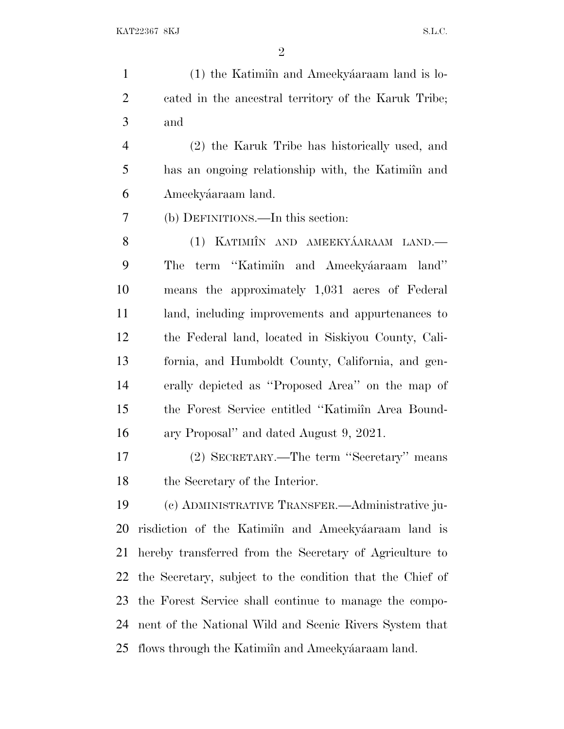(1) the Katimîn and Ameekyáaraam land is located in the ancestral territory of the Karuk Tribe; and

(2) the Karuk Tribe has historically used, and has an ongoing relationship with, the Katimîn and Ameekyáaraam land.

(b) DEFINITIONS.—In this section:

(1) KATIMÎN AND AMEEKYÁARAAM LAND.— The term ''Katimîn and Ameekyáaraam land'' means the approximately 1,031 acres of Federal land, including improvements and appurtenances to the Federal land, located in Siskiyou County, California, and Humboldt County, California, and generally depicted as ''Proposed Area'' on the map of the Forest Service entitled ''Katimîn Area Boundary Proposal'' and dated August 9, 2021.

(2) SECRETARY.—The term ''Secretary'' means the Secretary of the Interior.

(c) ADMINISTRATIVE TRANSFER.—Administrative jurisdiction of the Katimîn and Ameekyáaraam land is hereby transferred from the Secretary of Agriculture to the Secretary, subject to the condition that the Chief of the Forest Service shall continue to manage the component of the National Wild and Scenic Rivers System that flows through the Katimîn and Ameekyáaraam land.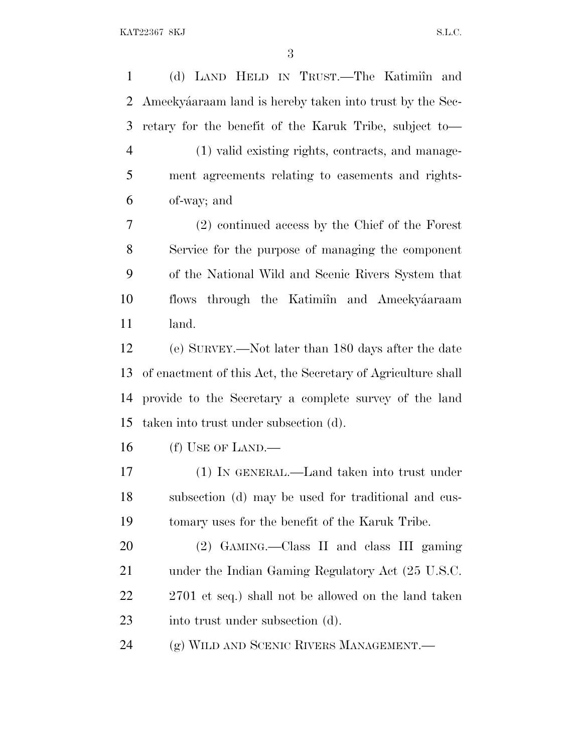(d) LAND HELD IN TRUST.—The Katimiîn and Ameekyáaraam land is hereby taken into trust by the Secretary for the benefit of the Karuk Tribe, subject to—

(1) valid existing rights, contracts, and management agreements relating to easements and rights-of-way; and

(2) continued access by the Chief of the Forest Service for the purpose of managing the component of the National Wild and Scenic Rivers System that flows through the Katimiîn and Ameekyáaraam land.

(e) SURVEY.—Not later than 180 days after the date of enactment of this Act, the Secretary of Agriculture shall provide to the Secretary a complete survey of the land taken into trust under subsection (d).

(f) USE OF LAND.—

(1) IN GENERAL.—Land taken into trust under subsection (d) may be used for traditional and customary uses for the benefit of the Karuk Tribe.

(2) GAMING.—Class II and class III gaming under the Indian Gaming Regulatory Act (25 U.S.C. 2701 et seq.) shall not be allowed on the land taken into trust under subsection (d).

(g) WILD AND SCENIC RIVERS MANAGEMENT.—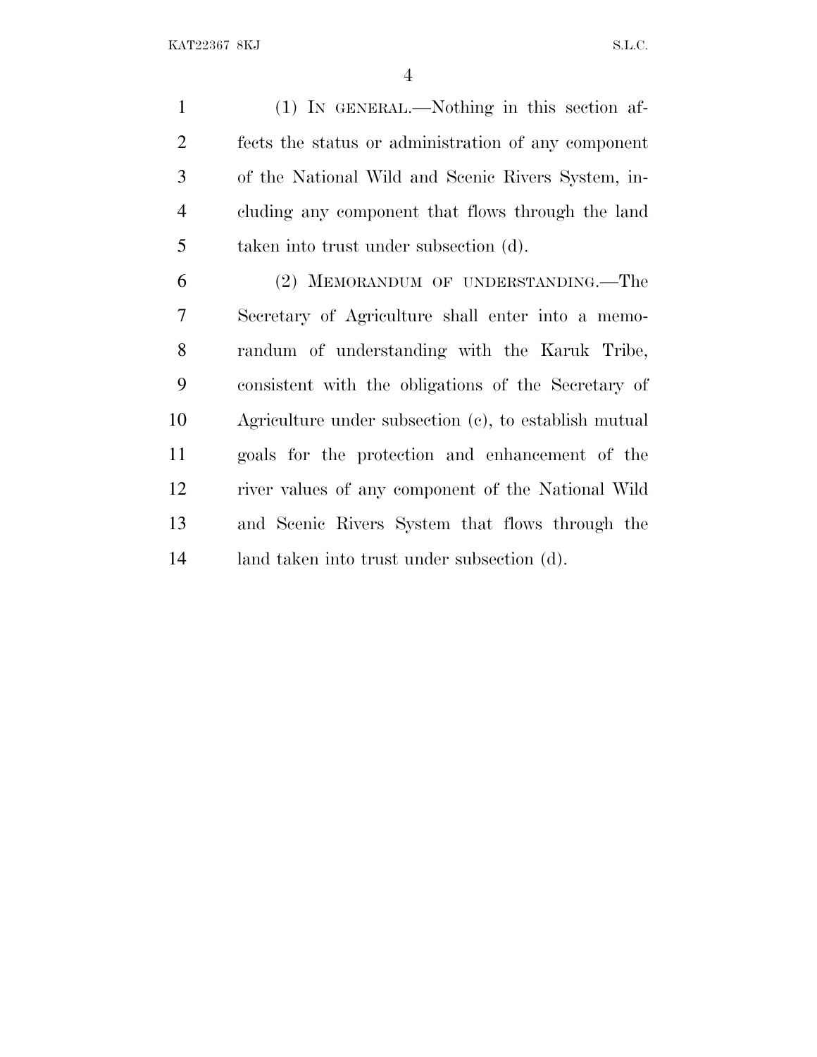(1) IN GENERAL.—Nothing in this section affects the status or administration of any component of the National Wild and Scenic Rivers System, including any component that flows through the land taken into trust under subsection (d).

(2) MEMORANDUM OF UNDERSTANDING.—The Secretary of Agriculture shall enter into a memorandum of understanding with the Karuk Tribe, consistent with the obligations of the Secretary of Agriculture under subsection (c), to establish mutual goals for the protection and enhancement of the river values of any component of the National Wild and Scenic Rivers System that flows through the land taken into trust under subsection (d).